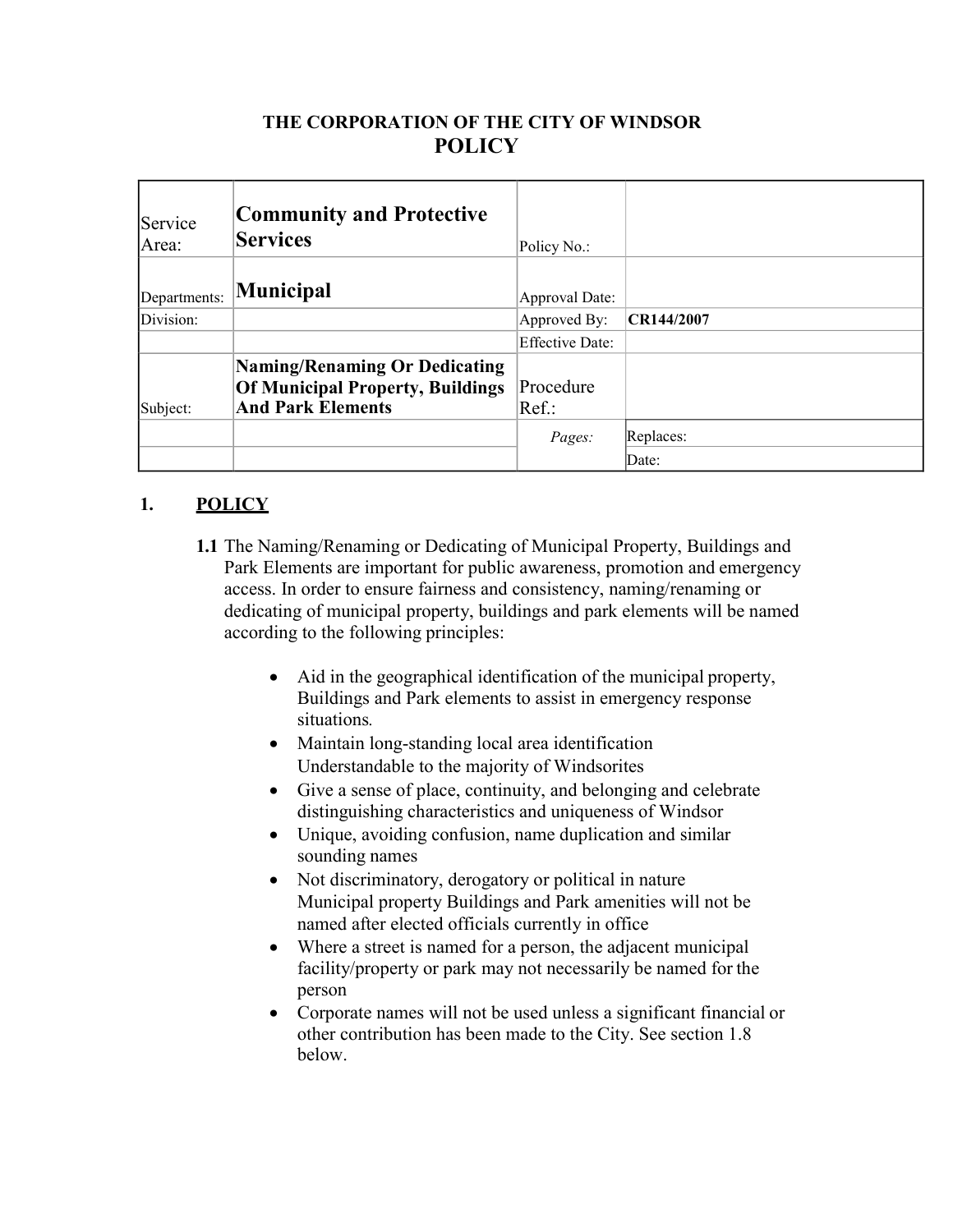**THE CORPORATION OF THE CITY OF WINDSOR**

# POLICY

| | | | |
|---|---|---|---|
| Service Area: | **Community and Protective Services** | Policy No.: | |
| Departments: | **Municipal** | Approval Date: | |
| Division: | | Approved By: | **CR144/2007** |
| | | Effective Date: | |
| Subject: | **Naming/Renaming Or Dedicating Of Municipal Property, Buildings And Park Elements** | Procedure Ref.: | |
| | | *Pages:* | Replaces: |
| | | | Date: |

## 1. POLICY

**1.1** The Naming/Renaming or Dedicating of Municipal Property, Buildings and Park Elements are important for public awareness, promotion and emergency access. In order to ensure fairness and consistency, naming/renaming or dedicating of municipal property, buildings and park elements will be named according to the following principles:

- Aid in the geographical identification of the municipal property, Buildings and Park elements to assist in emergency response situations.
- Maintain long-standing local area identification Understandable to the majority of Windsorites
- Give a sense of place, continuity, and belonging and celebrate distinguishing characteristics and uniqueness of Windsor
- Unique, avoiding confusion, name duplication and similar sounding names
- Not discriminatory, derogatory or political in nature Municipal property Buildings and Park amenities will not be named after elected officials currently in office
- Where a street is named for a person, the adjacent municipal facility/property or park may not necessarily be named for the person
- Corporate names will not be used unless a significant financial or other contribution has been made to the City. See section 1.8 below.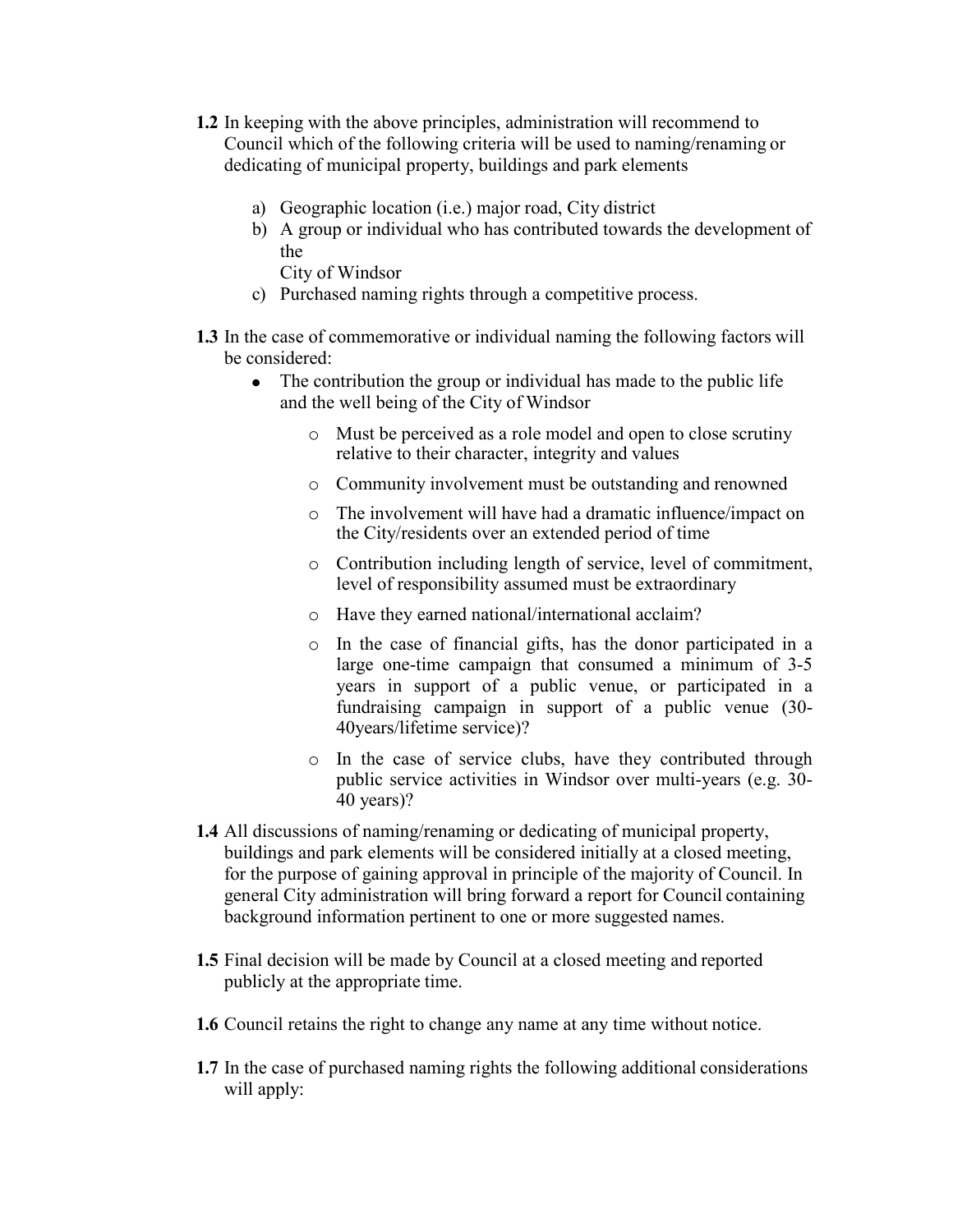**1.2** In keeping with the above principles, administration will recommend to Council which of the following criteria will be used to naming/renaming or dedicating of municipal property, buildings and park elements

a) Geographic location (i.e.) major road, City district
b) A group or individual who has contributed towards the development of the City of Windsor
c) Purchased naming rights through a competitive process.

**1.3** In the case of commemorative or individual naming the following factors will be considered:

- The contribution the group or individual has made to the public life and the well being of the City of Windsor
    - Must be perceived as a role model and open to close scrutiny relative to their character, integrity and values
    - Community involvement must be outstanding and renowned
    - The involvement will have had a dramatic influence/impact on the City/residents over an extended period of time
    - Contribution including length of service, level of commitment, level of responsibility assumed must be extraordinary
    - Have they earned national/international acclaim?
    - In the case of financial gifts, has the donor participated in a large one-time campaign that consumed a minimum of 3-5 years in support of a public venue, or participated in a fundraising campaign in support of a public venue (30-40years/lifetime service)?
    - In the case of service clubs, have they contributed through public service activities in Windsor over multi-years (e.g. 30-40 years)?

**1.4** All discussions of naming/renaming or dedicating of municipal property, buildings and park elements will be considered initially at a closed meeting, for the purpose of gaining approval in principle of the majority of Council. In general City administration will bring forward a report for Council containing background information pertinent to one or more suggested names.

**1.5** Final decision will be made by Council at a closed meeting and reported publicly at the appropriate time.

**1.6** Council retains the right to change any name at any time without notice.

**1.7** In the case of purchased naming rights the following additional considerations will apply: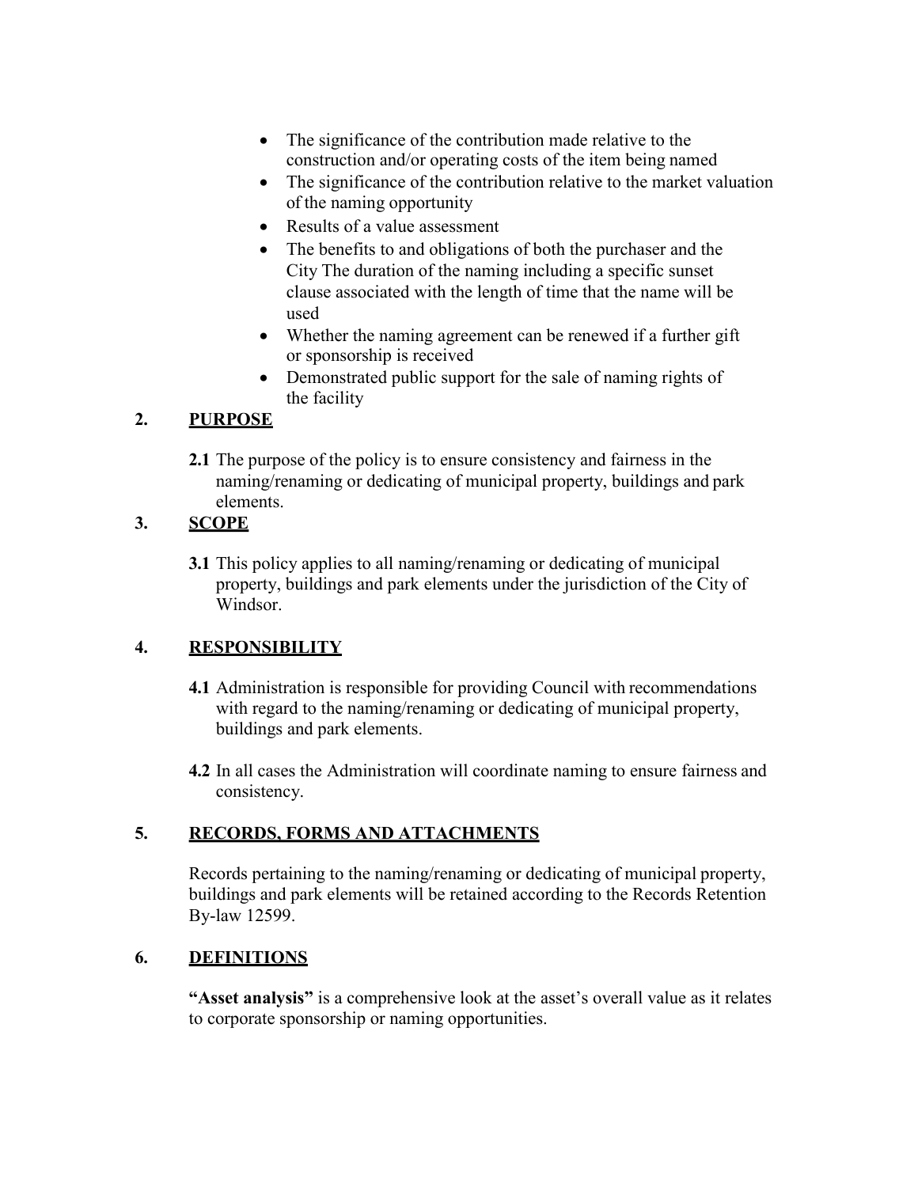- The significance of the contribution made relative to the construction and/or operating costs of the item being named
- The significance of the contribution relative to the market valuation of the naming opportunity
- Results of a value assessment
- The benefits to and obligations of both the purchaser and the City The duration of the naming including a specific sunset clause associated with the length of time that the name will be used
- Whether the naming agreement can be renewed if a further gift or sponsorship is received
- Demonstrated public support for the sale of naming rights of the facility

## 2. PURPOSE

**2.1** The purpose of the policy is to ensure consistency and fairness in the naming/renaming or dedicating of municipal property, buildings and park elements.

## 3. SCOPE

**3.1** This policy applies to all naming/renaming or dedicating of municipal property, buildings and park elements under the jurisdiction of the City of Windsor.

## 4. RESPONSIBILITY

**4.1** Administration is responsible for providing Council with recommendations with regard to the naming/renaming or dedicating of municipal property, buildings and park elements.

**4.2** In all cases the Administration will coordinate naming to ensure fairness and consistency.

## 5. RECORDS, FORMS AND ATTACHMENTS

Records pertaining to the naming/renaming or dedicating of municipal property, buildings and park elements will be retained according to the Records Retention By-law 12599.

## 6. DEFINITIONS

**"Asset analysis"** is a comprehensive look at the asset's overall value as it relates to corporate sponsorship or naming opportunities.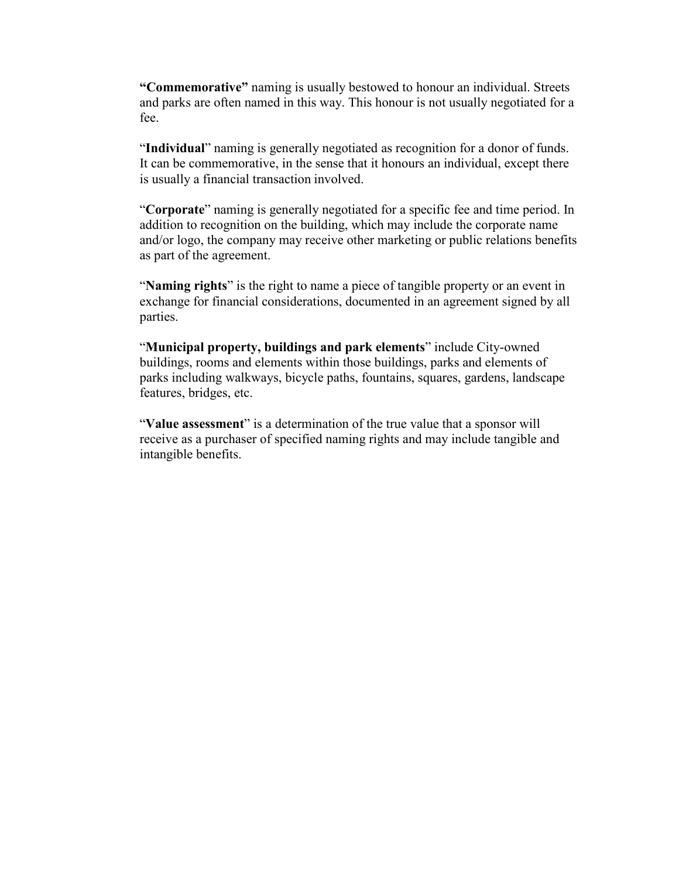**“Commemorative”** naming is usually bestowed to honour an individual. Streets and parks are often named in this way. This honour is not usually negotiated for a fee.

“**Individual**” naming is generally negotiated as recognition for a donor of funds. It can be commemorative, in the sense that it honours an individual, except there is usually a financial transaction involved.

“**Corporate**” naming is generally negotiated for a specific fee and time period. In addition to recognition on the building, which may include the corporate name and/or logo, the company may receive other marketing or public relations benefits as part of the agreement.

“**Naming rights**” is the right to name a piece of tangible property or an event in exchange for financial considerations, documented in an agreement signed by all parties.

“**Municipal property, buildings and park elements**” include City-owned buildings, rooms and elements within those buildings, parks and elements of parks including walkways, bicycle paths, fountains, squares, gardens, landscape features, bridges, etc.

“**Value assessment**” is a determination of the true value that a sponsor will receive as a purchaser of specified naming rights and may include tangible and intangible benefits.